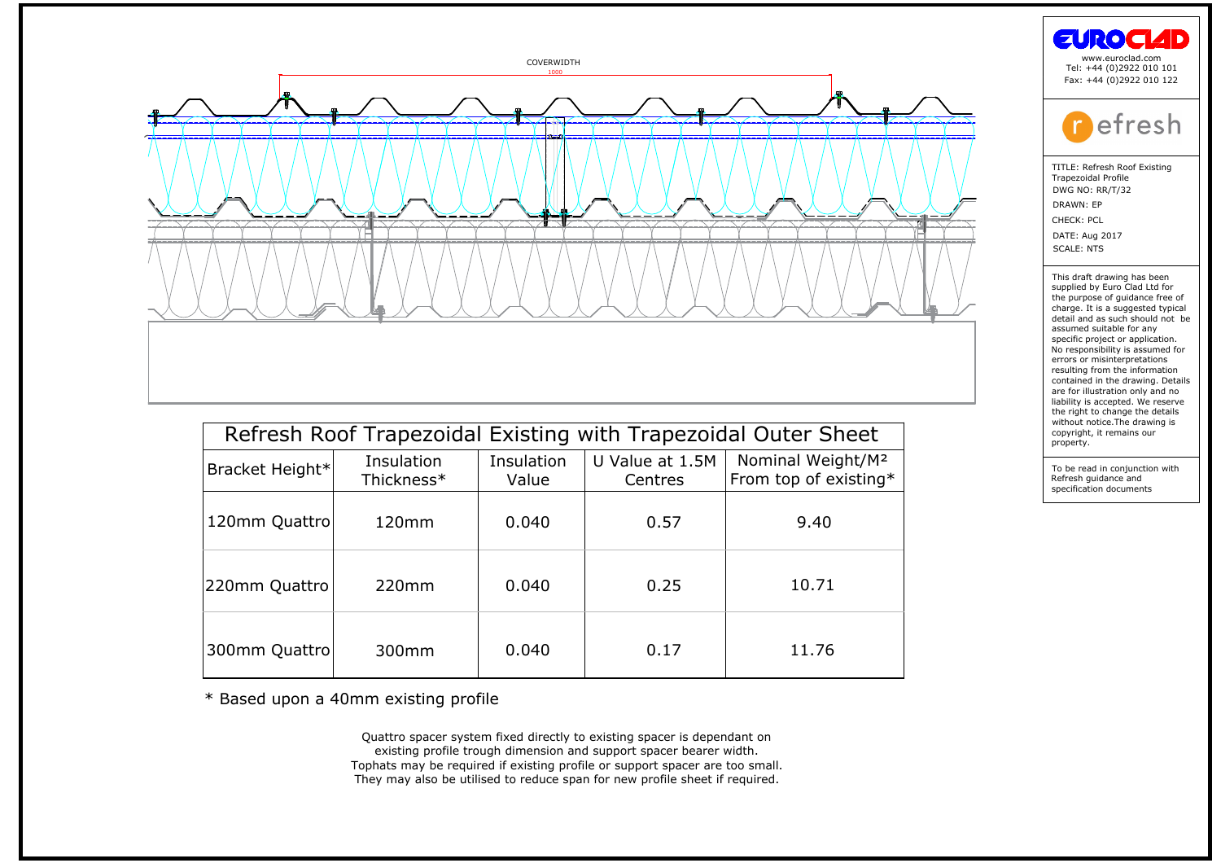COVERWIDTH
1000

EUROCLAD
www.euroclad.com
Tel: +44 (0)2922 010 101
Fax: +44 (0)2922 010 122

refresh

TITLE: Refresh Roof Existing Trapezoidal Profile
DWG NO: RR/T/32
DRAWN: EP
CHECK: PCL
DATE: Aug 2017
SCALE: NTS

This draft drawing has been supplied by Euro Clad Ltd for the purpose of guidance free of charge. It is a suggested typical detail and as such should not be assumed suitable for any specific project or application. No responsibility is assumed for errors or misinterpretations resulting from the information contained in the drawing. Details are for illustration only and no liability is accepted. We reserve the right to change the details without notice.The drawing is copyright, it remains our property.

To be read in conjunction with Refresh guidance and specification documents

## Refresh Roof Trapezoidal Existing with Trapezoidal Outer Sheet

| Bracket Height* | Insulation Thickness* | Insulation Value | U Value at 1.5M Centres | Nominal Weight/M² From top of existing* |
|---|---|---|---|---|
| 120mm Quattro | 120mm | 0.040 | 0.57 | 9.40 |
| 220mm Quattro | 220mm | 0.040 | 0.25 | 10.71 |
| 300mm Quattro | 300mm | 0.040 | 0.17 | 11.76 |

* Based upon a 40mm existing profile

Quattro spacer system fixed directly to existing spacer is dependant on existing profile trough dimension and support spacer bearer width. Tophats may be required if existing profile or support spacer are too small. They may also be utilised to reduce span for new profile sheet if required.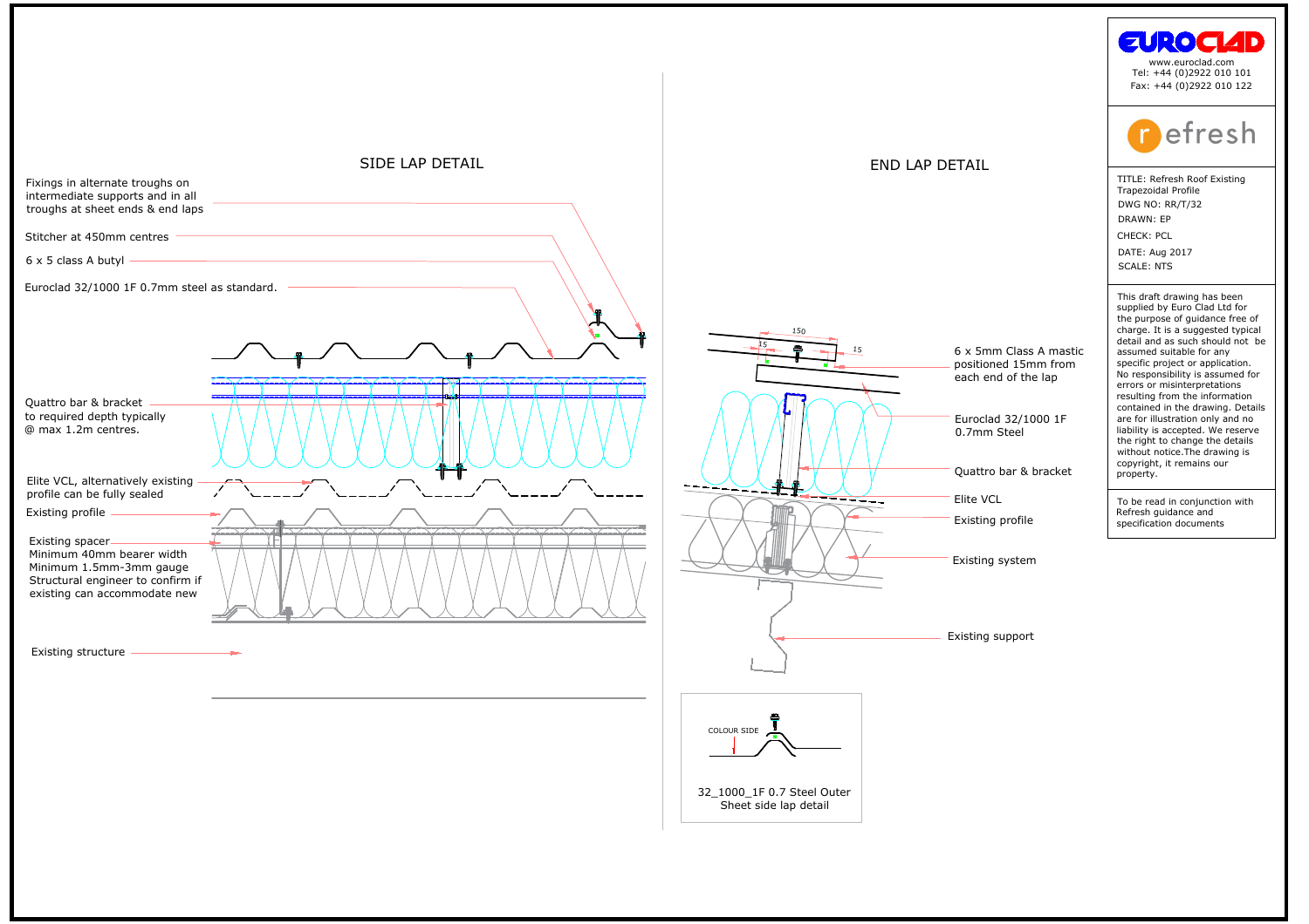## SIDE LAP DETAIL

Fixings in alternate troughs on intermediate supports and in all troughs at sheet ends & end laps

Stitcher at 450mm centres

6 x 5 class A butyl

Euroclad 32/1000 1F 0.7mm steel as standard.

Quattro bar & bracket to required depth typically @ max 1.2m centres.

Elite VCL, alternatively existing profile can be fully sealed

Existing profile

Existing spacer
Minimum 40mm bearer width
Minimum 1.5mm-3mm gauge
Structural engineer to confirm if existing can accommodate new

Existing structure

## END LAP DETAIL

150

15

15

6 x 5mm Class A mastic positioned 15mm from each end of the lap

Euroclad 32/1000 1F 0.7mm Steel

Quattro bar & bracket

Elite VCL

Existing profile

Existing system

Existing support

COLOUR SIDE

32_1000_1F 0.7 Steel Outer Sheet side lap detail

---

**EUROCLAD**
www.euroclad.com
Tel: +44 (0)2922 010 101
Fax: +44 (0)2922 010 122

**refresh**

TITLE: Refresh Roof Existing Trapezoidal Profile
DWG NO: RR/T/32
DRAWN: EP
CHECK: PCL
DATE: Aug 2017
SCALE: NTS

This draft drawing has been supplied by Euro Clad Ltd for the purpose of guidance free of charge. It is a suggested typical detail and as such should not be assumed suitable for any specific project or application. No responsibility is assumed for errors or misinterpretations resulting from the information contained in the drawing. Details are for illustration only and no liability is accepted. We reserve the right to change the details without notice.The drawing is copyright, it remains our property.

To be read in conjunction with Refresh guidance and specification documents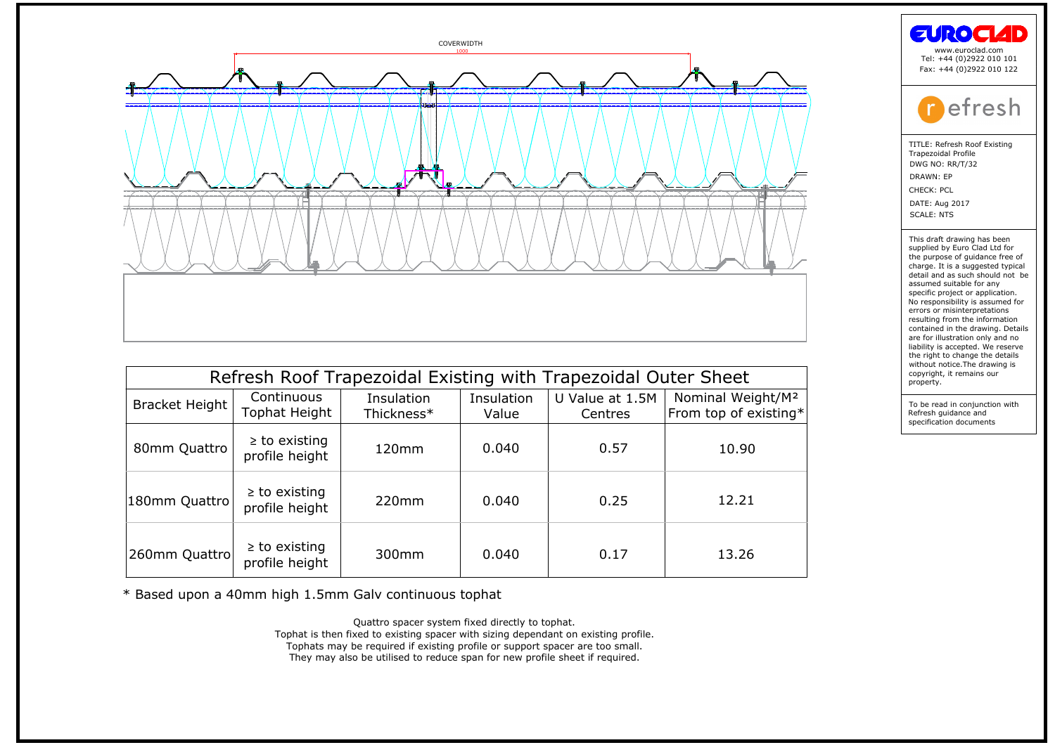COVERWIDTH
1000

**EUROCLAD**
www.euroclad.com
Tel: +44 (0)2922 010 101
Fax: +44 (0)2922 010 122

**refresh**

TITLE: Refresh Roof Existing Trapezoidal Profile
DWG NO: RR/T/32
DRAWN: EP
CHECK: PCL
DATE: Aug 2017
SCALE: NTS

This draft drawing has been supplied by Euro Clad Ltd for the purpose of guidance free of charge. It is a suggested typical detail and as such should not be assumed suitable for any specific project or application. No responsibility is assumed for errors or misinterpretations resulting from the information contained in the drawing. Details are for illustration only and no liability is accepted. We reserve the right to change the details without notice.The drawing is copyright, it remains our property.

To be read in conjunction with Refresh guidance and specification documents

## Refresh Roof Trapezoidal Existing with Trapezoidal Outer Sheet

| Bracket Height | Continuous Tophat Height | Insulation Thickness* | Insulation Value | U Value at 1.5M Centres | Nominal Weight/M² From top of existing* |
|---|---|---|---|---|---|
| 80mm Quattro | ≥ to existing profile height | 120mm | 0.040 | 0.57 | 10.90 |
| 180mm Quattro | ≥ to existing profile height | 220mm | 0.040 | 0.25 | 12.21 |
| 260mm Quattro | ≥ to existing profile height | 300mm | 0.040 | 0.17 | 13.26 |

\* Based upon a 40mm high 1.5mm Galv continuous tophat

Quattro spacer system fixed directly to tophat.
Tophat is then fixed to existing spacer with sizing dependant on existing profile.
Tophats may be required if existing profile or support spacer are too small.
They may also be utilised to reduce span for new profile sheet if required.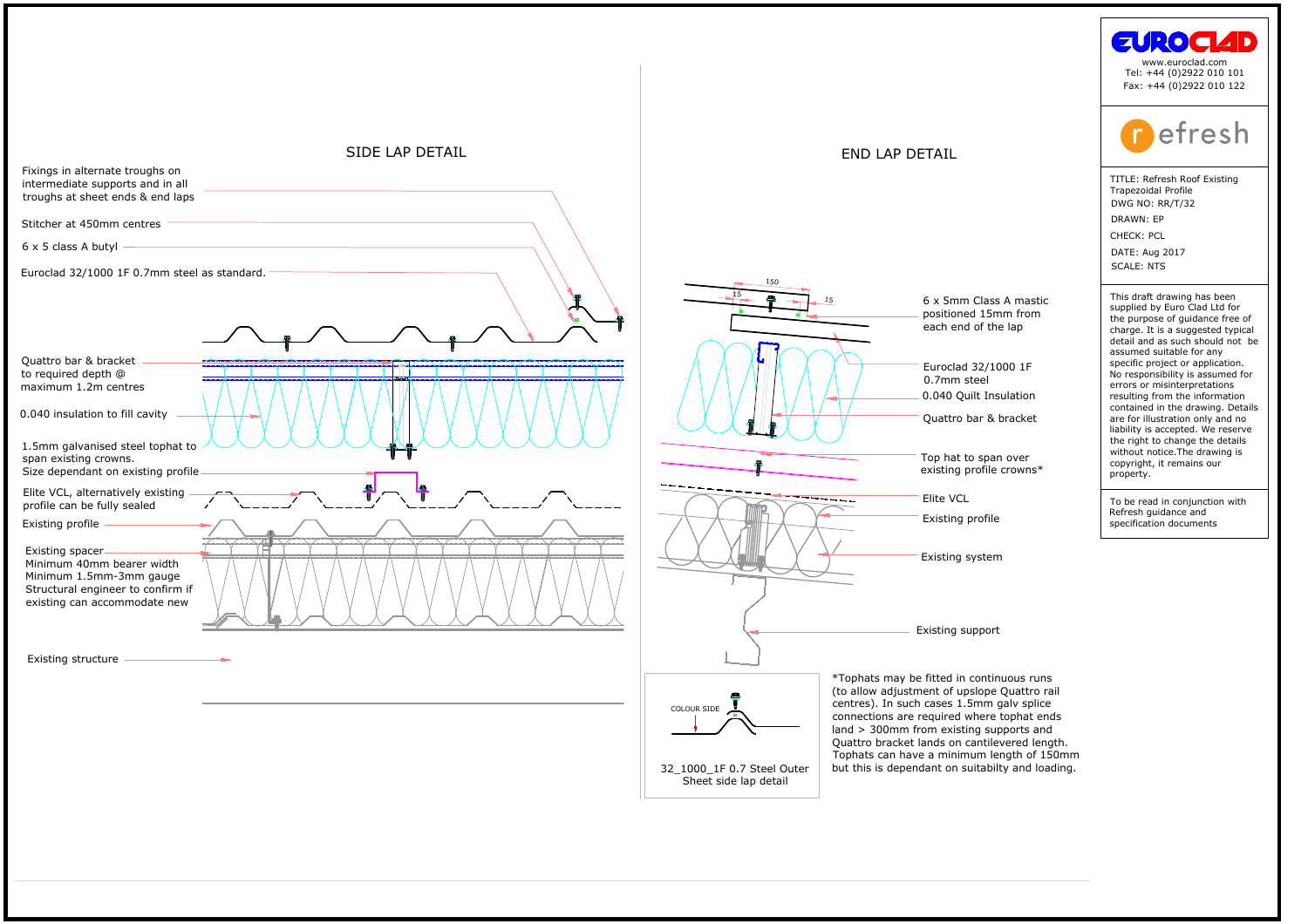## SIDE LAP DETAIL

- Fixings in alternate troughs on intermediate supports and in all troughs at sheet ends & end laps
- Stitcher at 450mm centres
- 6 x 5 class A butyl
- Euroclad 32/1000 1F 0.7mm steel as standard.
- Quattro bar & bracket to required depth @ maximum 1.2m centres
- 0.040 insulation to fill cavity
- 1.5mm galvanised steel tophat to span existing crowns. Size dependant on existing profile
- Elite VCL, alternatively existing profile can be fully sealed
- Existing profile
- Existing spacer Minimum 40mm bearer width Minimum 1.5mm-3mm gauge Structural engineer to confirm if existing can accommodate new
- Existing structure

## END LAP DETAIL

150

15

15

- 6 x 5mm Class A mastic positioned 15mm from each end of the lap
- Euroclad 32/1000 1F 0.7mm steel
- 0.040 Quilt Insulation
- Quattro bar & bracket
- Top hat to span over existing profile crowns*
- Elite VCL
- Existing profile
- Existing system
- Existing support

COLOUR SIDE

32_1000_1F 0.7 Steel Outer Sheet side lap detail

*Tophats may be fitted in continuous runs (to allow adjustment of upslope Quattro rail centres). In such cases 1.5mm galv splice connections are required where tophat ends land > 300mm from existing supports and Quattro bracket lands on cantilevered length. Tophats can have a minimum length of 150mm but this is dependant on suitabilty and loading.

---

**EUROCLAD**

www.euroclad.com
Tel: +44 (0)2922 010 101
Fax: +44 (0)2922 010 122

**refresh**

TITLE: Refresh Roof Existing Trapezoidal Profile
DWG NO: RR/T/32
DRAWN: EP
CHECK: PCL
DATE: Aug 2017
SCALE: NTS

This draft drawing has been supplied by Euro Clad Ltd for the purpose of guidance free of charge. It is a suggested typical detail and as such should not be assumed suitable for any specific project or application. No responsibility is assumed for errors or misinterpretations resulting from the information contained in the drawing. Details are for illustration only and no liability is accepted. We reserve the right to change the details without notice.The drawing is copyright, it remains our property.

To be read in conjunction with Refresh guidance and specification documents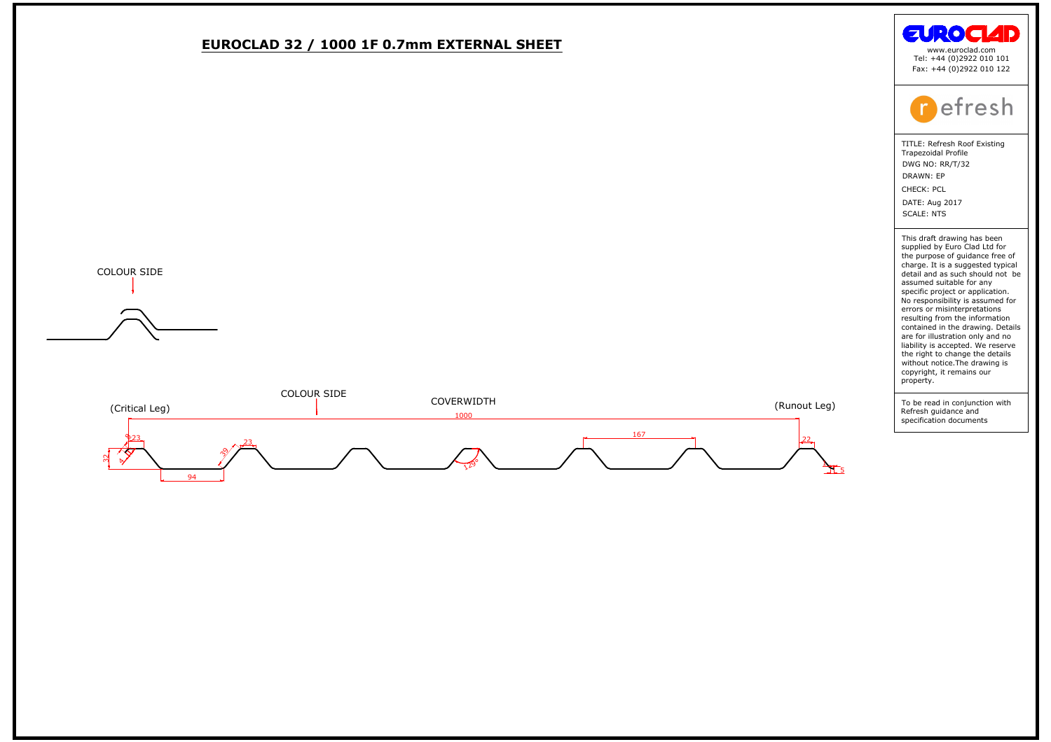# EUROCLAD 32 / 1000 1F 0.7mm EXTERNAL SHEET

COLOUR SIDE

COLOUR SIDE

COVERWIDTH

(Critical Leg)

(Runout Leg)

1000

167

23

23

22

39

32

94

129°

5

8

www.euroclad.com
Tel: +44 (0)2922 010 101
Fax: +44 (0)2922 010 122

refresh

TITLE: Refresh Roof Existing Trapezoidal Profile
DWG NO: RR/T/32
DRAWN: EP
CHECK: PCL
DATE: Aug 2017
SCALE: NTS

This draft drawing has been supplied by Euro Clad Ltd for the purpose of guidance free of charge. It is a suggested typical detail and as such should not be assumed suitable for any specific project or application. No responsibility is assumed for errors or misinterpretations resulting from the information contained in the drawing. Details are for illustration only and no liability is accepted. We reserve the right to change the details without notice.The drawing is copyright, it remains our property.

To be read in conjunction with Refresh guidance and specification documents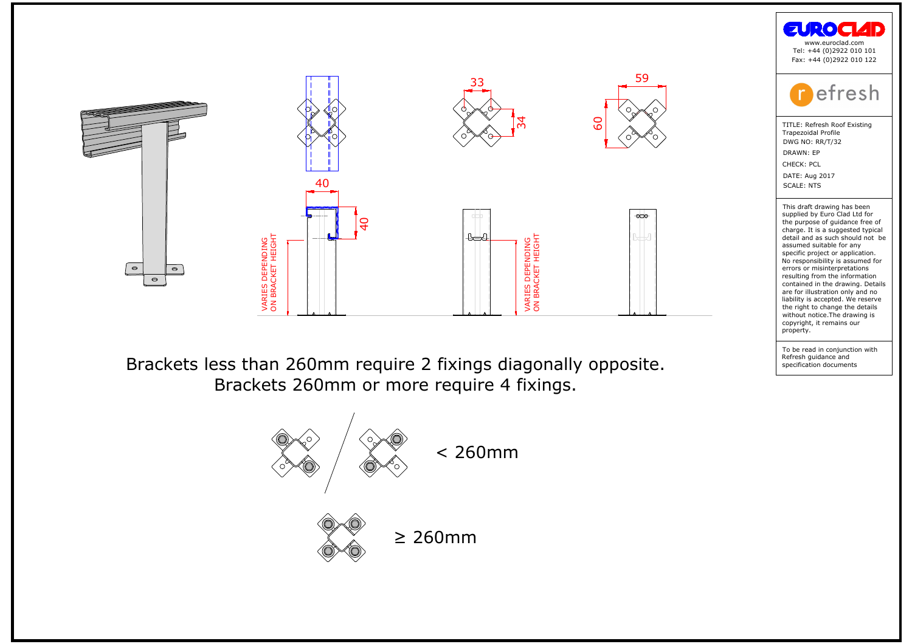33

34

59

60

40

40

VARIES DEPENDING ON BRACKET HEIGHT

VARIES DEPENDING ON BRACKET HEIGHT

Brackets less than 260mm require 2 fixings diagonally opposite.
Brackets 260mm or more require 4 fixings.

< 260mm

≥ 260mm

EUROCLAD

www.euroclad.com
Tel: +44 (0)2922 010 101
Fax: +44 (0)2922 010 122

refresh

TITLE: Refresh Roof Existing Trapezoidal Profile
DWG NO: RR/T/32
DRAWN: EP
CHECK: PCL
DATE: Aug 2017
SCALE: NTS

This draft drawing has been supplied by Euro Clad Ltd for the purpose of guidance free of charge. It is a suggested typical detail and as such should not be assumed suitable for any specific project or application. No responsibility is assumed for errors or misinterpretations resulting from the information contained in the drawing. Details are for illustration only and no liability is accepted. We reserve the right to change the details without notice.The drawing is copyright, it remains our property.

To be read in conjunction with Refresh guidance and specification documents